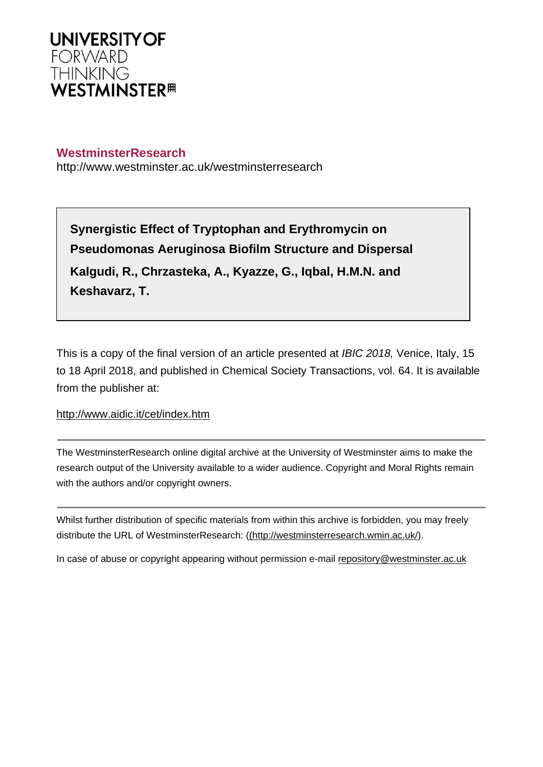UNIVERSITY OF
FORWARD
THINKING
WESTMINSTER

**WestminsterResearch**
http://www.westminster.ac.uk/westminsterresearch

**Synergistic Effect of Tryptophan and Erythromycin on Pseudomonas Aeruginosa Biofilm Structure and Dispersal**

**Kalgudi, R., Chrzasteka, A., Kyazze, G., Iqbal, H.M.N. and Keshavarz, T.**

This is a copy of the final version of an article presented at *IBIC 2018,* Venice, Italy, 15 to 18 April 2018, and published in Chemical Society Transactions, vol. 64. It is available from the publisher at:

http://www.aidic.it/cet/index.htm

The WestminsterResearch online digital archive at the University of Westminster aims to make the research output of the University available to a wider audience. Copyright and Moral Rights remain with the authors and/or copyright owners.

Whilst further distribution of specific materials from within this archive is forbidden, you may freely distribute the URL of WestminsterResearch: ((http://westminsterresearch.wmin.ac.uk/).

In case of abuse or copyright appearing without permission e-mail repository@westminster.ac.uk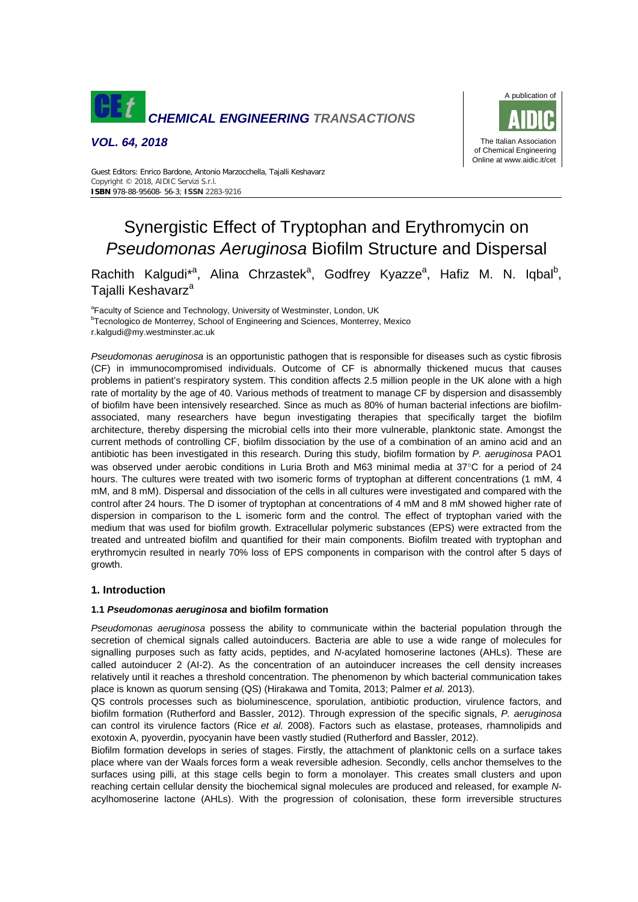Synergistic Effect of Tryptophan and Erythromycin on *Pseudomonas Aeruginosa* Biofilm Structure and Dispersal

Rachith Kalgudi*[a], Alina Chrzastek[a], Godfrey Kyazze[a], Hafiz M. N. Iqbal[b], Tajalli Keshavarz[a]

[a]Faculty of Science and Technology, University of Westminster, London, UK
[b]Tecnologico de Monterrey, School of Engineering and Sciences, Monterrey, Mexico
r.kalgudi@my.westminster.ac.uk

*Pseudomonas aeruginosa* is an opportunistic pathogen that is responsible for diseases such as cystic fibrosis (CF) in immunocompromised individuals. Outcome of CF is abnormally thickened mucus that causes problems in patient's respiratory system. This condition affects 2.5 million people in the UK alone with a high rate of mortality by the age of 40. Various methods of treatment to manage CF by dispersion and disassembly of biofilm have been intensively researched. Since as much as 80% of human bacterial infections are biofilm-associated, many researchers have begun investigating therapies that specifically target the biofilm architecture, thereby dispersing the microbial cells into their more vulnerable, planktonic state. Amongst the current methods of controlling CF, biofilm dissociation by the use of a combination of an amino acid and an antibiotic has been investigated in this research. During this study, biofilm formation by *P. aeruginosa* PAO1 was observed under aerobic conditions in Luria Broth and M63 minimal media at 37°C for a period of 24 hours. The cultures were treated with two isomeric forms of tryptophan at different concentrations (1 mM, 4 mM, and 8 mM). Dispersal and dissociation of the cells in all cultures were investigated and compared with the control after 24 hours. The D isomer of tryptophan at concentrations of 4 mM and 8 mM showed higher rate of dispersion in comparison to the L isomeric form and the control. The effect of tryptophan varied with the medium that was used for biofilm growth. Extracellular polymeric substances (EPS) were extracted from the treated and untreated biofilm and quantified for their main components. Biofilm treated with tryptophan and erythromycin resulted in nearly 70% loss of EPS components in comparison with the control after 5 days of growth.

## 1. Introduction

### 1.1 *Pseudomonas aeruginosa* and biofilm formation

*Pseudomonas aeruginosa* possess the ability to communicate within the bacterial population through the secretion of chemical signals called autoinducers. Bacteria are able to use a wide range of molecules for signalling purposes such as fatty acids, peptides, and *N*-acylated homoserine lactones (AHLs). These are called autoinducer 2 (AI-2). As the concentration of an autoinducer increases the cell density increases relatively until it reaches a threshold concentration. The phenomenon by which bacterial communication takes place is known as quorum sensing (QS) (Hirakawa and Tomita, 2013; Palmer *et al.* 2013).

QS controls processes such as bioluminescence, sporulation, antibiotic production, virulence factors, and biofilm formation (Rutherford and Bassler, 2012). Through expression of the specific signals, *P. aeruginosa* can control its virulence factors (Rice *et al.* 2008). Factors such as elastase, proteases, rhamnolipids and exotoxin A, pyoverdin, pyocyanin have been vastly studied (Rutherford and Bassler, 2012).

Biofilm formation develops in series of stages. Firstly, the attachment of planktonic cells on a surface takes place where van der Waals forces form a weak reversible adhesion. Secondly, cells anchor themselves to the surfaces using pilli, at this stage cells begin to form a monolayer. This creates small clusters and upon reaching certain cellular density the biochemical signal molecules are produced and released, for example *N*-acylhomoserine lactone (AHLs). With the progression of colonisation, these form irreversible structures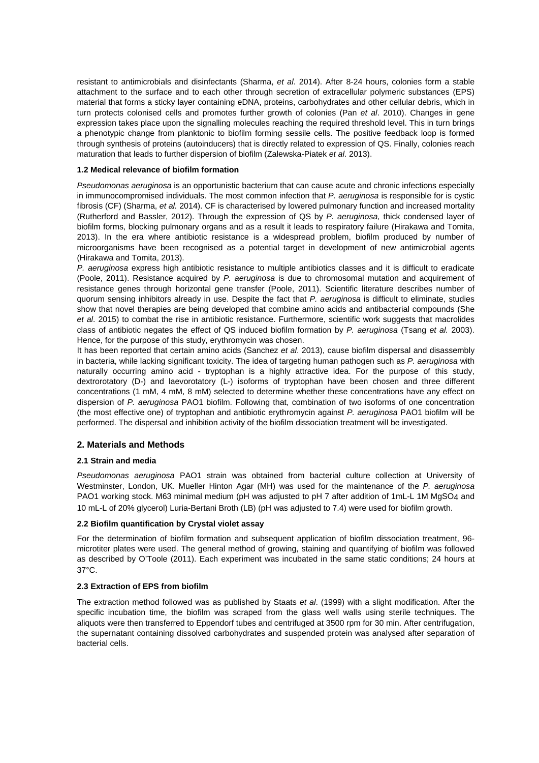resistant to antimicrobials and disinfectants (Sharma, *et al*. 2014). After 8-24 hours, colonies form a stable attachment to the surface and to each other through secretion of extracellular polymeric substances (EPS) material that forms a sticky layer containing eDNA, proteins, carbohydrates and other cellular debris, which in turn protects colonised cells and promotes further growth of colonies (Pan *et al*. 2010). Changes in gene expression takes place upon the signalling molecules reaching the required threshold level. This in turn brings a phenotypic change from planktonic to biofilm forming sessile cells. The positive feedback loop is formed through synthesis of proteins (autoinducers) that is directly related to expression of QS. Finally, colonies reach maturation that leads to further dispersion of biofilm (Zalewska-Piatek *et al*. 2013).

### 1.2 Medical relevance of biofilm formation

*Pseudomonas aeruginosa* is an opportunistic bacterium that can cause acute and chronic infections especially in immunocompromised individuals. The most common infection that *P. aeruginosa* is responsible for is cystic fibrosis (CF) (Sharma, *et al.* 2014). CF is characterised by lowered pulmonary function and increased mortality (Rutherford and Bassler, 2012). Through the expression of QS by *P. aeruginosa,* thick condensed layer of biofilm forms, blocking pulmonary organs and as a result it leads to respiratory failure (Hirakawa and Tomita, 2013). In the era where antibiotic resistance is a widespread problem, biofilm produced by number of microorganisms have been recognised as a potential target in development of new antimicrobial agents (Hirakawa and Tomita, 2013).

*P. aeruginosa* express high antibiotic resistance to multiple antibiotics classes and it is difficult to eradicate (Poole, 2011). Resistance acquired by *P. aeruginosa* is due to chromosomal mutation and acquirement of resistance genes through horizontal gene transfer (Poole, 2011). Scientific literature describes number of quorum sensing inhibitors already in use. Despite the fact that *P. aeruginosa* is difficult to eliminate, studies show that novel therapies are being developed that combine amino acids and antibacterial compounds (She *et al*. 2015) to combat the rise in antibiotic resistance. Furthermore, scientific work suggests that macrolides class of antibiotic negates the effect of QS induced biofilm formation by *P. aeruginosa* (Tsang *et al.* 2003). Hence, for the purpose of this study, erythromycin was chosen.

It has been reported that certain amino acids (Sanchez *et al*. 2013), cause biofilm dispersal and disassembly in bacteria, while lacking significant toxicity. The idea of targeting human pathogen such as *P. aeruginosa* with naturally occurring amino acid - tryptophan is a highly attractive idea. For the purpose of this study, dextrorotatory (D-) and laevorotatory (L-) isoforms of tryptophan have been chosen and three different concentrations (1 mM, 4 mM, 8 mM) selected to determine whether these concentrations have any effect on dispersion of *P. aeruginosa* PAO1 biofilm. Following that, combination of two isoforms of one concentration (the most effective one) of tryptophan and antibiotic erythromycin against *P. aeruginosa* PAO1 biofilm will be performed. The dispersal and inhibition activity of the biofilm dissociation treatment will be investigated.

## 2. Materials and Methods

### 2.1 Strain and media

*Pseudomonas aeruginosa* PAO1 strain was obtained from bacterial culture collection at University of Westminster, London, UK. Mueller Hinton Agar (MH) was used for the maintenance of the *P. aeruginosa* PAO1 working stock. M63 minimal medium (pH was adjusted to pH 7 after addition of 1mL-L 1M $MgSO_4$ and 10 mL-L of 20% glycerol) Luria-Bertani Broth (LB) (pH was adjusted to 7.4) were used for biofilm growth.

### 2.2 Biofilm quantification by Crystal violet assay

For the determination of biofilm formation and subsequent application of biofilm dissociation treatment, 96-microtiter plates were used. The general method of growing, staining and quantifying of biofilm was followed as described by O'Toole (2011). Each experiment was incubated in the same static conditions; 24 hours at 37°C.

### 2.3 Extraction of EPS from biofilm

The extraction method followed was as published by Staats *et al*. (1999) with a slight modification. After the specific incubation time, the biofilm was scraped from the glass well walls using sterile techniques. The aliquots were then transferred to Eppendorf tubes and centrifuged at 3500 rpm for 30 min. After centrifugation, the supernatant containing dissolved carbohydrates and suspended protein was analysed after separation of bacterial cells.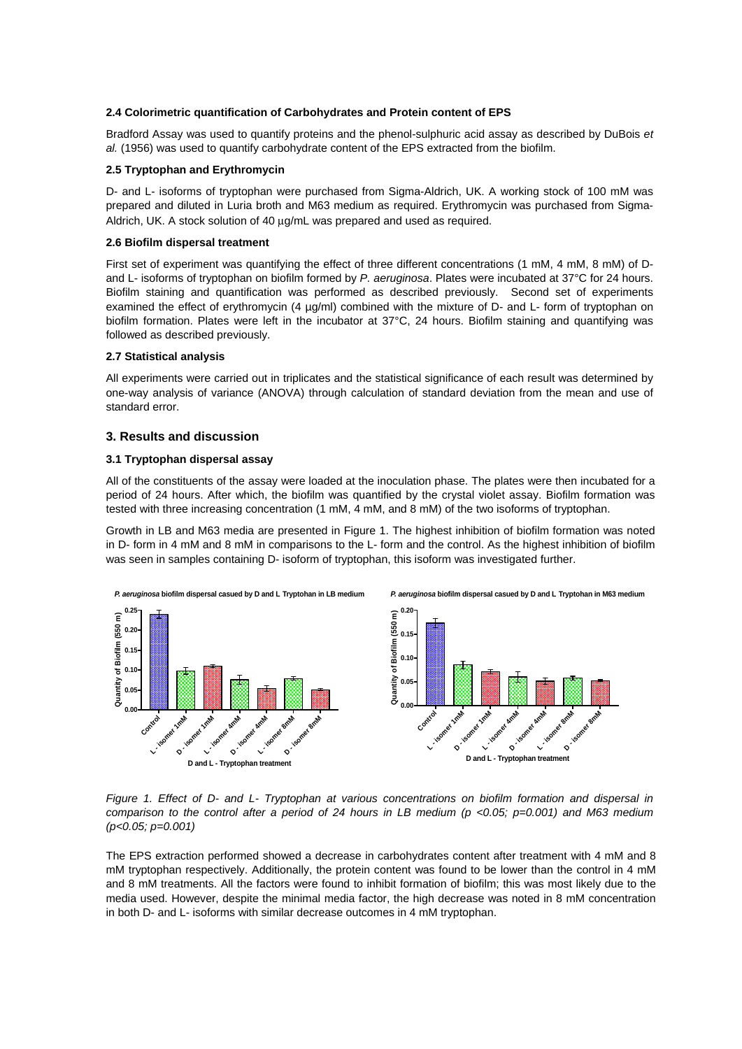### 2.4 Colorimetric quantification of Carbohydrates and Protein content of EPS

Bradford Assay was used to quantify proteins and the phenol-sulphuric acid assay as described by DuBois *et al.* (1956) was used to quantify carbohydrate content of the EPS extracted from the biofilm.

### 2.5 Tryptophan and Erythromycin

D- and L- isoforms of tryptophan were purchased from Sigma-Aldrich, UK. A working stock of 100 mM was prepared and diluted in Luria broth and M63 medium as required. Erythromycin was purchased from Sigma-Aldrich, UK. A stock solution of 40 µg/mL was prepared and used as required.

### 2.6 Biofilm dispersal treatment

First set of experiment was quantifying the effect of three different concentrations (1 mM, 4 mM, 8 mM) of D- and L- isoforms of tryptophan on biofilm formed by *P. aeruginosa*. Plates were incubated at 37°C for 24 hours. Biofilm staining and quantification was performed as described previously. Second set of experiments examined the effect of erythromycin (4 µg/ml) combined with the mixture of D- and L- form of tryptophan on biofilm formation. Plates were left in the incubator at 37°C, 24 hours. Biofilm staining and quantifying was followed as described previously.

### 2.7 Statistical analysis

All experiments were carried out in triplicates and the statistical significance of each result was determined by one-way analysis of variance (ANOVA) through calculation of standard deviation from the mean and use of standard error.

## 3. Results and discussion

### 3.1 Tryptophan dispersal assay

All of the constituents of the assay were loaded at the inoculation phase. The plates were then incubated for a period of 24 hours. After which, the biofilm was quantified by the crystal violet assay. Biofilm formation was tested with three increasing concentration (1 mM, 4 mM, and 8 mM) of the two isoforms of tryptophan.

Growth in LB and M63 media are presented in Figure 1. The highest inhibition of biofilm formation was noted in D- form in 4 mM and 8 mM in comparisons to the L- form and the control. As the highest inhibition of biofilm was seen in samples containing D- isoform of tryptophan, this isoform was investigated further.

*Figure 1. Effect of D- and L- Tryptophan at various concentrations on biofilm formation and dispersal in comparison to the control after a period of 24 hours in LB medium ($p < 0.05$; $p = 0.001$) and M63 medium ($p < 0.05$; $p = 0.001$)*

The EPS extraction performed showed a decrease in carbohydrates content after treatment with 4 mM and 8 mM tryptophan respectively. Additionally, the protein content was found to be lower than the control in 4 mM and 8 mM treatments. All the factors were found to inhibit formation of biofilm; this was most likely due to the media used. However, despite the minimal media factor, the high decrease was noted in 8 mM concentration in both D- and L- isoforms with similar decrease outcomes in 4 mM tryptophan.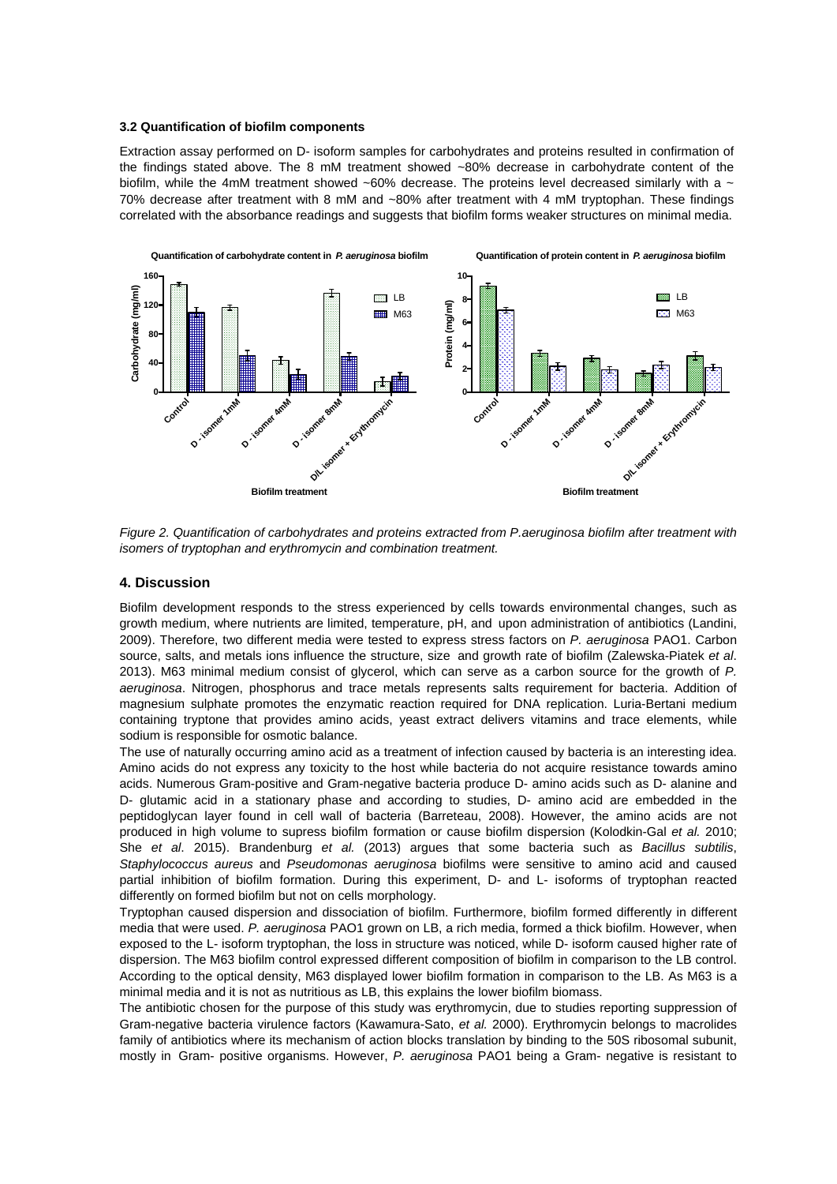### 3.2 Quantification of biofilm components

Extraction assay performed on D- isoform samples for carbohydrates and proteins resulted in confirmation of the findings stated above. The 8 mM treatment showed ~80% decrease in carbohydrate content of the biofilm, while the 4mM treatment showed ~60% decrease. The proteins level decreased similarly with a ~ 70% decrease after treatment with 8 mM and ~80% after treatment with 4 mM tryptophan. These findings correlated with the absorbance readings and suggests that biofilm forms weaker structures on minimal media.

*Figure 2. Quantification of carbohydrates and proteins extracted from P.aeruginosa biofilm after treatment with isomers of tryptophan and erythromycin and combination treatment.*

## 4. Discussion

Biofilm development responds to the stress experienced by cells towards environmental changes, such as growth medium, where nutrients are limited, temperature, pH, and upon administration of antibiotics (Landini, 2009). Therefore, two different media were tested to express stress factors on *P. aeruginosa* PAO1. Carbon source, salts, and metals ions influence the structure, size and growth rate of biofilm (Zalewska-Piatek *et al*. 2013). M63 minimal medium consist of glycerol, which can serve as a carbon source for the growth of *P. aeruginosa*. Nitrogen, phosphorus and trace metals represents salts requirement for bacteria. Addition of magnesium sulphate promotes the enzymatic reaction required for DNA replication. Luria-Bertani medium containing tryptone that provides amino acids, yeast extract delivers vitamins and trace elements, while sodium is responsible for osmotic balance.

The use of naturally occurring amino acid as a treatment of infection caused by bacteria is an interesting idea. Amino acids do not express any toxicity to the host while bacteria do not acquire resistance towards amino acids. Numerous Gram-positive and Gram-negative bacteria produce D- amino acids such as D- alanine and D- glutamic acid in a stationary phase and according to studies, D- amino acid are embedded in the peptidoglycan layer found in cell wall of bacteria (Barreteau, 2008). However, the amino acids are not produced in high volume to supress biofilm formation or cause biofilm dispersion (Kolodkin-Gal *et al.* 2010; She *et al*. 2015). Brandenburg *et al.* (2013) argues that some bacteria such as *Bacillus subtilis*, *Staphylococcus aureus* and *Pseudomonas aeruginosa* biofilms were sensitive to amino acid and caused partial inhibition of biofilm formation. During this experiment, D- and L- isoforms of tryptophan reacted differently on formed biofilm but not on cells morphology.

Tryptophan caused dispersion and dissociation of biofilm. Furthermore, biofilm formed differently in different media that were used. *P. aeruginosa* PAO1 grown on LB, a rich media, formed a thick biofilm. However, when exposed to the L- isoform tryptophan, the loss in structure was noticed, while D- isoform caused higher rate of dispersion. The M63 biofilm control expressed different composition of biofilm in comparison to the LB control. According to the optical density, M63 displayed lower biofilm formation in comparison to the LB. As M63 is a minimal media and it is not as nutritious as LB, this explains the lower biofilm biomass.

The antibiotic chosen for the purpose of this study was erythromycin, due to studies reporting suppression of Gram-negative bacteria virulence factors (Kawamura-Sato, *et al.* 2000). Erythromycin belongs to macrolides family of antibiotics where its mechanism of action blocks translation by binding to the 50S ribosomal subunit, mostly in Gram- positive organisms. However, *P. aeruginosa* PAO1 being a Gram- negative is resistant to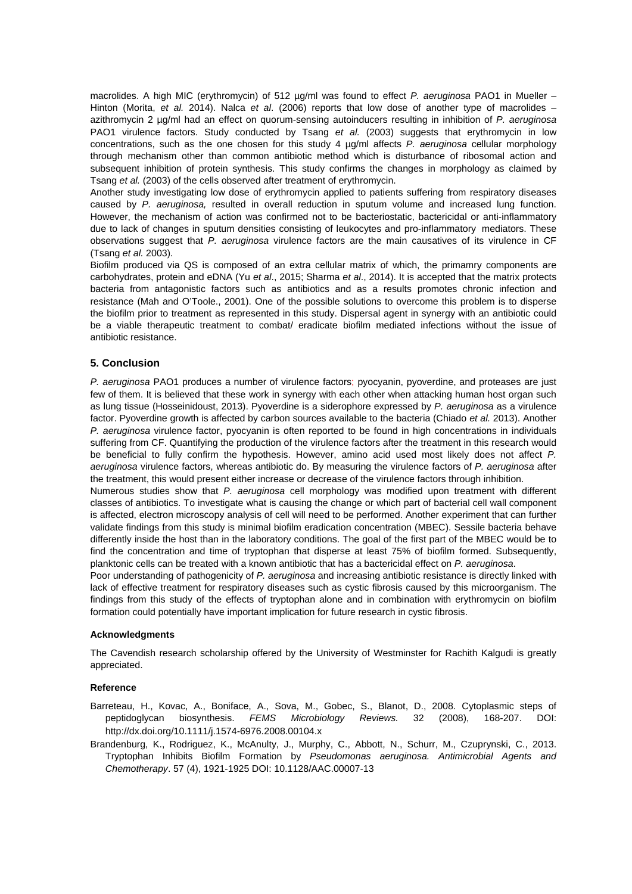macrolides. A high MIC (erythromycin) of 512 µg/ml was found to effect *P. aeruginosa* PAO1 in Mueller – Hinton (Morita, *et al.* 2014). Nalca *et al*. (2006) reports that low dose of another type of macrolides – azithromycin 2 µg/ml had an effect on quorum-sensing autoinducers resulting in inhibition of *P. aeruginosa* PAO1 virulence factors. Study conducted by Tsang *et al.* (2003) suggests that erythromycin in low concentrations, such as the one chosen for this study 4 µg/ml affects *P. aeruginosa* cellular morphology through mechanism other than common antibiotic method which is disturbance of ribosomal action and subsequent inhibition of protein synthesis. This study confirms the changes in morphology as claimed by Tsang *et al.* (2003) of the cells observed after treatment of erythromycin.

Another study investigating low dose of erythromycin applied to patients suffering from respiratory diseases caused by *P. aeruginosa,* resulted in overall reduction in sputum volume and increased lung function. However, the mechanism of action was confirmed not to be bacteriostatic, bactericidal or anti-inflammatory due to lack of changes in sputum densities consisting of leukocytes and pro-inflammatory mediators. These observations suggest that *P. aeruginosa* virulence factors are the main causatives of its virulence in CF (Tsang *et al.* 2003).

Biofilm produced via QS is composed of an extra cellular matrix of which, the primamry components are carbohydrates, protein and eDNA (Yu *et al*., 2015; Sharma *et al*., 2014). It is accepted that the matrix protects bacteria from antagonistic factors such as antibiotics and as a results promotes chronic infection and resistance (Mah and O'Toole., 2001). One of the possible solutions to overcome this problem is to disperse the biofilm prior to treatment as represented in this study. Dispersal agent in synergy with an antibiotic could be a viable therapeutic treatment to combat/ eradicate biofilm mediated infections without the issue of antibiotic resistance.

## 5. Conclusion

*P. aeruginosa* PAO1 produces a number of virulence factors; pyocyanin, pyoverdine, and proteases are just few of them. It is believed that these work in synergy with each other when attacking human host organ such as lung tissue (Hosseinidoust, 2013). Pyoverdine is a siderophore expressed by *P. aeruginosa* as a virulence factor. Pyoverdine growth is affected by carbon sources available to the bacteria (Chiado *et al.* 2013). Another *P. aeruginosa* virulence factor, pyocyanin is often reported to be found in high concentrations in individuals suffering from CF. Quantifying the production of the virulence factors after the treatment in this research would be beneficial to fully confirm the hypothesis. However, amino acid used most likely does not affect *P. aeruginosa* virulence factors, whereas antibiotic do. By measuring the virulence factors of *P. aeruginosa* after the treatment, this would present either increase or decrease of the virulence factors through inhibition.

Numerous studies show that *P. aeruginosa* cell morphology was modified upon treatment with different classes of antibiotics. To investigate what is causing the change or which part of bacterial cell wall component is affected, electron microscopy analysis of cell will need to be performed. Another experiment that can further validate findings from this study is minimal biofilm eradication concentration (MBEC). Sessile bacteria behave differently inside the host than in the laboratory conditions. The goal of the first part of the MBEC would be to find the concentration and time of tryptophan that disperse at least 75% of biofilm formed. Subsequently, planktonic cells can be treated with a known antibiotic that has a bactericidal effect on *P. aeruginosa*.

Poor understanding of pathogenicity of *P. aeruginosa* and increasing antibiotic resistance is directly linked with lack of effective treatment for respiratory diseases such as cystic fibrosis caused by this microorganism. The findings from this study of the effects of tryptophan alone and in combination with erythromycin on biofilm formation could potentially have important implication for future research in cystic fibrosis.

**Acknowledgments**

The Cavendish research scholarship offered by the University of Westminster for Rachith Kalgudi is greatly appreciated.

**Reference**

Barreteau, H., Kovac, A., Boniface, A., Sova, M., Gobec, S., Blanot, D., 2008. Cytoplasmic steps of peptidoglycan biosynthesis. *FEMS Microbiology Reviews.* 32 (2008), 168-207. DOI: http://dx.doi.org/10.1111/j.1574-6976.2008.00104.x

Brandenburg, K., Rodriguez, K., McAnulty, J., Murphy, C., Abbott, N., Schurr, M., Czuprynski, C., 2013. Tryptophan Inhibits Biofilm Formation by *Pseudomonas aeruginosa. Antimicrobial Agents and Chemotherapy*. 57 (4), 1921-1925 DOI: 10.1128/AAC.00007-13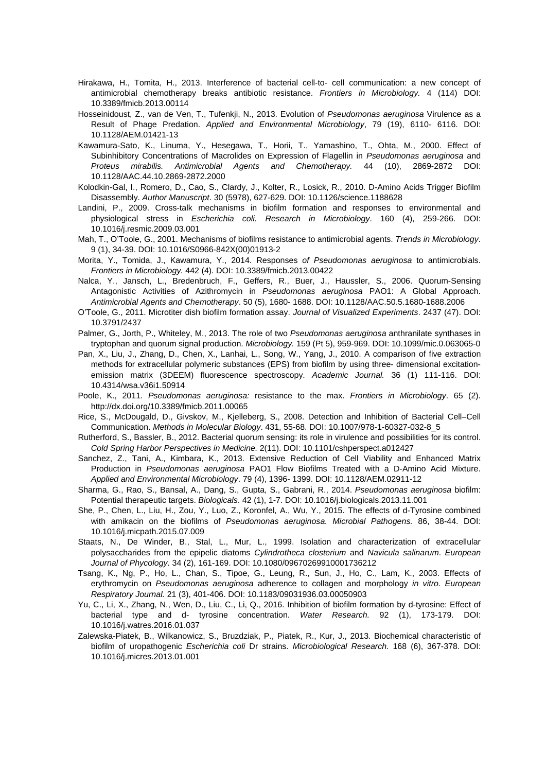Hirakawa, H., Tomita, H., 2013. Interference of bacterial cell-to- cell communication: a new concept of antimicrobial chemotherapy breaks antibiotic resistance. *Frontiers in Microbiology.* 4 (114) DOI: 10.3389/fmicb.2013.00114

Hosseinidoust, Z., van de Ven, T., Tufenkji, N., 2013. Evolution of *Pseudomonas aeruginosa* Virulence as a Result of Phage Predation. *Applied and Environmental Microbiology*, 79 (19), 6110- 6116. DOI: 10.1128/AEM.01421-13

Kawamura-Sato, K., Linuma, Y., Hesegawa, T., Horii, T., Yamashino, T., Ohta, M., 2000. Effect of Subinhibitory Concentrations of Macrolides on Expression of Flagellin in *Pseudomonas aeruginosa* and *Proteus mirabilis. Antimicrobial Agents and Chemotherapy.* 44 (10), 2869-2872 DOI: 10.1128/AAC.44.10.2869-2872.2000

Kolodkin-Gal, I., Romero, D., Cao, S., Clardy, J., Kolter, R., Losick, R., 2010. D-Amino Acids Trigger Biofilm Disassembly. *Author Manuscript*. 30 (5978), 627-629. DOI: 10.1126/science.1188628

Landini, P., 2009. Cross-talk mechanisms in biofilm formation and responses to environmental and physiological stress in *Escherichia coli. Research in Microbiology*. 160 (4), 259-266. DOI: 10.1016/j.resmic.2009.03.001

Mah, T., O'Toole, G., 2001. Mechanisms of biofilms resistance to antimicrobial agents. *Trends in Microbiology*. 9 (1), 34-39. DOI: 10.1016/S0966-842X(00)01913-2

Morita, Y., Tomida, J., Kawamura, Y., 2014. Responses *of Pseudomonas aeruginosa* to antimicrobials. *Frontiers in Microbiology.* 442 (4). DOI: 10.3389/fmicb.2013.00422

Nalca, Y., Jansch, L., Bredenbruch, F., Geffers, R., Buer, J., Haussler, S., 2006. Quorum-Sensing Antagonistic Activities of Azithromycin in *Pseudomonas aeruginosa* PAO1: A Global Approach. *Antimicrobial Agents and Chemotherapy*. 50 (5), 1680- 1688. DOI: 10.1128/AAC.50.5.1680-1688.2006

O'Toole, G., 2011. Microtiter dish biofilm formation assay. *Journal of Visualized Experiments*. 2437 (47). DOI: 10.3791/2437

Palmer, G., Jorth, P., Whiteley, M., 2013. The role of two *Pseudomonas aeruginosa* anthranilate synthases in tryptophan and quorum signal production. *Microbiology.* 159 (Pt 5), 959-969. DOI: 10.1099/mic.0.063065-0

Pan, X., Liu, J., Zhang, D., Chen, X., Lanhai, L., Song, W., Yang, J., 2010. A comparison of five extraction methods for extracellular polymeric substances (EPS) from biofilm by using three- dimensional excitation-emission matrix (3DEEM) fluorescence spectroscopy. *Academic Journal.* 36 (1) 111-116. DOI: 10.4314/wsa.v36i1.50914

Poole, K., 2011. *Pseudomonas aeruginosa:* resistance to the max. *Frontiers in Microbiology*. 65 (2). http://dx.doi.org/10.3389/fmicb.2011.00065

Rice, S., McDougald, D., Givskov, M., Kjelleberg, S., 2008. Detection and Inhibition of Bacterial Cell–Cell Communication. *Methods in Molecular Biology*. 431, 55-68. DOI: 10.1007/978-1-60327-032-8_5

Rutherford, S., Bassler, B., 2012. Bacterial quorum sensing: its role in virulence and possibilities for its control. *Cold Spring Harbor Perspectives in Medicine.* 2(11). DOI: 10.1101/cshperspect.a012427

Sanchez, Z., Tani, A., Kimbara, K., 2013. Extensive Reduction of Cell Viability and Enhanced Matrix Production in *Pseudomonas aeruginosa* PAO1 Flow Biofilms Treated with a D-Amino Acid Mixture. *Applied and Environmental Microbiology*. 79 (4), 1396- 1399. DOI: 10.1128/AEM.02911-12

Sharma, G., Rao, S., Bansal, A., Dang, S., Gupta, S., Gabrani, R., 2014. *Pseudomonas aeruginosa* biofilm: Potential therapeutic targets. *Biologicals*. 42 (1), 1-7. DOI: 10.1016/j.biologicals.2013.11.001

She, P., Chen, L., Liu, H., Zou, Y., Luo, Z., Koronfel, A., Wu, Y., 2015. The effects of d-Tyrosine combined with amikacin on the biofilms of *Pseudomonas aeruginosa. Microbial Pathogens.* 86, 38-44. DOI: 10.1016/j.micpath.2015.07.009

Staats, N., De Winder, B., Stal, L., Mur, L., 1999. Isolation and characterization of extracellular polysaccharides from the epipelic diatoms *Cylindrotheca closterium* and *Navicula salinarum*. *European Journal of Phycology*. 34 (2), 161-169. DOI: 10.1080/09670269910001736212

Tsang, K., Ng, P., Ho, L., Chan, S., Tipoe, G., Leung, R., Sun, J., Ho, C., Lam, K., 2003. Effects of erythromycin on *Pseudomonas aeruginosa* adherence to collagen and morphology *in vitro. European Respiratory Journal.* 21 (3), 401-406. DOI: 10.1183/09031936.03.00050903

Yu, C., Li, X., Zhang, N., Wen, D., Liu, C., Li, Q., 2016. Inhibition of biofilm formation by d-tyrosine: Effect of bacterial type and d- tyrosine concentration. *Water Research.* 92 (1), 173-179. DOI: 10.1016/j.watres.2016.01.037

Zalewska-Piatek, B., Wilkanowicz, S., Bruzdziak, P., Piatek, R., Kur, J., 2013. Biochemical characteristic of biofilm of uropathogenic *Escherichia coli* Dr strains. *Microbiological Research*. 168 (6), 367-378. DOI: 10.1016/j.micres.2013.01.001